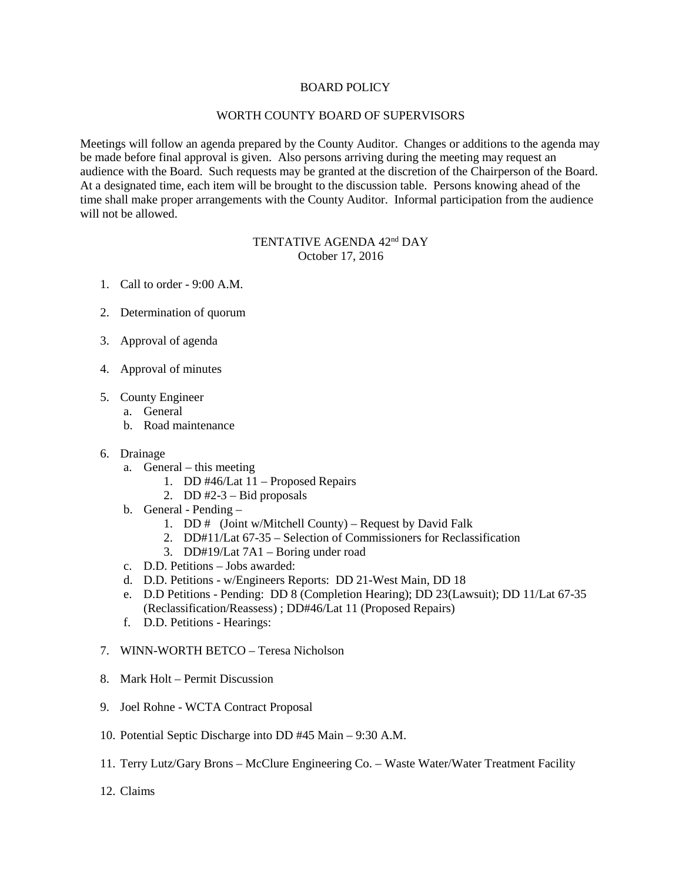# BOARD POLICY

## WORTH COUNTY BOARD OF SUPERVISORS

Meetings will follow an agenda prepared by the County Auditor. Changes or additions to the agenda may be made before final approval is given. Also persons arriving during the meeting may request an audience with the Board. Such requests may be granted at the discretion of the Chairperson of the Board. At a designated time, each item will be brought to the discussion table. Persons knowing ahead of the time shall make proper arrangements with the County Auditor. Informal participation from the audience will not be allowed.

## TENTATIVE AGENDA 42nd DAY

October 17, 2016

1. Call to order - 9:00 A.M.

2. Determination of quorum

3. Approval of agenda

4. Approval of minutes

5. County Engineer
   a. General
   b. Road maintenance

6. Drainage
   a. General – this meeting
      1. DD #46/Lat 11 – Proposed Repairs
      2. DD #2-3 – Bid proposals
   b. General - Pending –
      1. DD # (Joint w/Mitchell County) – Request by David Falk
      2. DD#11/Lat 67-35 – Selection of Commissioners for Reclassification
      3. DD#19/Lat 7A1 – Boring under road
   c. D.D. Petitions – Jobs awarded:
   d. D.D. Petitions - w/Engineers Reports: DD 21-West Main, DD 18
   e. D.D Petitions - Pending: DD 8 (Completion Hearing); DD 23(Lawsuit); DD 11/Lat 67-35 (Reclassification/Reassess) ; DD#46/Lat 11 (Proposed Repairs)
   f. D.D. Petitions - Hearings:

7. WINN-WORTH BETCO – Teresa Nicholson

8. Mark Holt – Permit Discussion

9. Joel Rohne - WCTA Contract Proposal

10. Potential Septic Discharge into DD #45 Main – 9:30 A.M.

11. Terry Lutz/Gary Brons – McClure Engineering Co. – Waste Water/Water Treatment Facility

12. Claims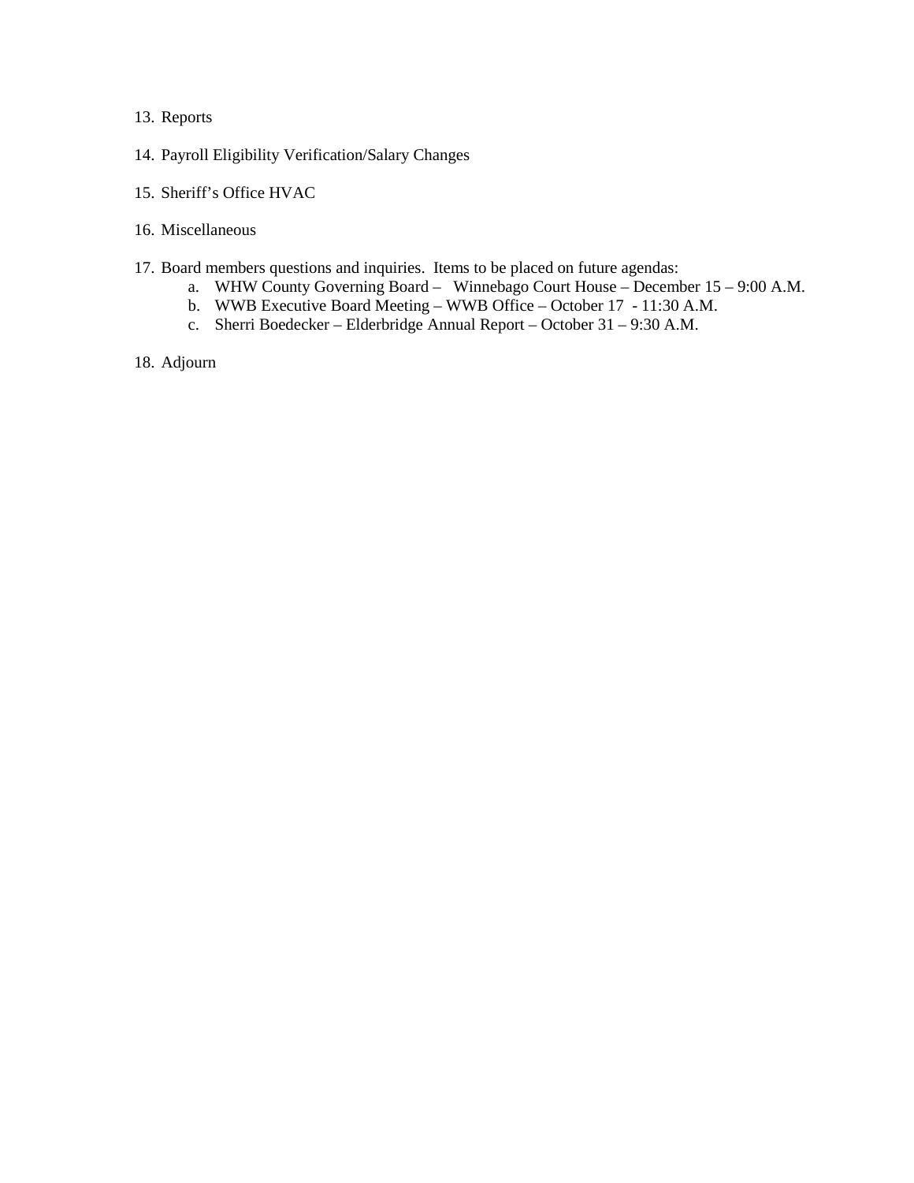13. Reports

14. Payroll Eligibility Verification/Salary Changes

15. Sheriff's Office HVAC

16. Miscellaneous

17. Board members questions and inquiries. Items to be placed on future agendas:
    a. WHW County Governing Board – Winnebago Court House – December 15 – 9:00 A.M.
    b. WWB Executive Board Meeting – WWB Office – October 17 - 11:30 A.M.
    c. Sherri Boedecker – Elderbridge Annual Report – October 31 – 9:30 A.M.

18. Adjourn